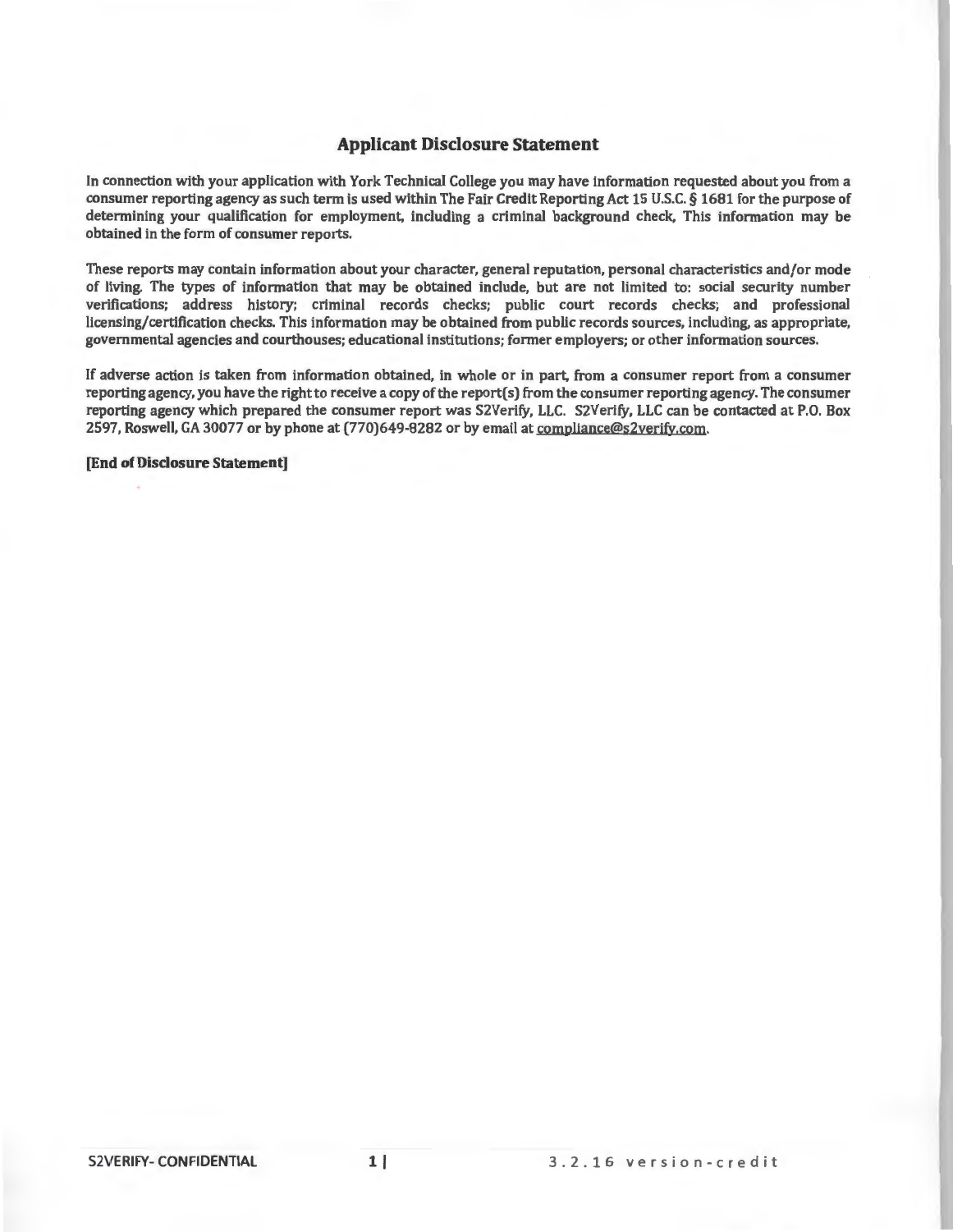## Applicant Disclosure Statement

In connection with your application with York Technical College you may have information requested about you from a consumer reporting agency as such term is used within The Fair Credit Reporting Act 15 U.S.C. § 1681 for the purpose of determining your qualification for employment, including a criminal background check. This information may be obtained in the form of consumer reports.

These reports may contain information about your character, general reputation, personal characteristics and/or mode of living. The types of information that may be obtained include, but are not limited to: social security number verifications; address history; criminal records checks; public court records checks; and professional licensing/certification checks. This information may be obtained from public records sources, including, as appropriate, governmental agencies and courthouses; educational institutions; former employers; or other information sources.

If adverse action is taken from information obtained, in whole or in part, from a consumer report from a consumer reporting agency, you have the right to receive a copy of the report(s) from the consumer reporting agency. The consumer reporting agency which prepared the consumer report was S2Verify, LLC. S2Verify, LLC can be contacted at P.O. Box 2597, Roswell, GA 30077 or by phone at (770)649-8282 or by email at compliance@s2verify.com.

**[End of Disclosure Statement]**

S2VERIFY- CONFIDENTIAL 3.2.16 version-credit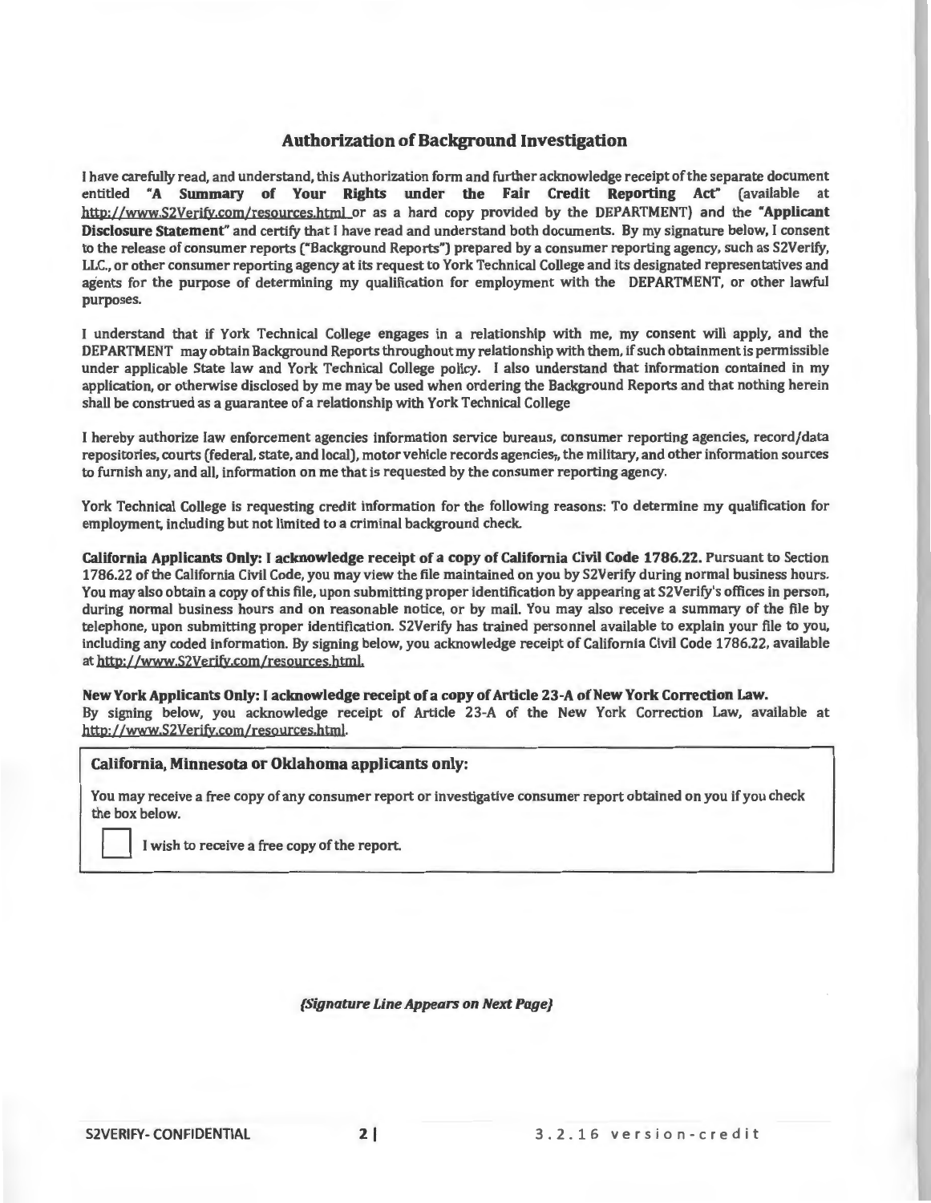## Authorization of Background Investigation

I have carefully read, and understand, this Authorization form and further acknowledge receipt of the separate document entitled **"A Summary of Your Rights under the Fair Credit Reporting Act"** (available at http://www.S2Verify.com/resources.html or as a hard copy provided by the DEPARTMENT) and the **"Applicant Disclosure Statement"** and certify that I have read and understand both documents. By my signature below, I consent to the release of consumer reports ("Background Reports") prepared by a consumer reporting agency, such as S2Verify, LLC., or other consumer reporting agency at its request to York Technical College and its designated representatives and agents for the purpose of determining my qualification for employment with the DEPARTMENT, or other lawful purposes.

I understand that if York Technical College engages in a relationship with me, my consent will apply, and the DEPARTMENT may obtain Background Reports throughout my relationship with them, if such obtainment is permissible under applicable State law and York Technical College policy. I also understand that information contained in my application, or otherwise disclosed by me may be used when ordering the Background Reports and that nothing herein shall be construed as a guarantee of a relationship with York Technical College

I hereby authorize law enforcement agencies information service bureaus, consumer reporting agencies, record/data repositories, courts (federal, state, and local), motor vehicle records agencies,, the military, and other information sources to furnish any, and all, information on me that is requested by the consumer reporting agency.

York Technical College is requesting credit information for the following reasons: To determine my qualification for employment, including but not limited to a criminal background check.

**California Applicants Only: I acknowledge receipt of a copy of California Civil Code 1786.22.** Pursuant to Section 1786.22 of the California Civil Code, you may view the file maintained on you by S2Verify during normal business hours. You may also obtain a copy of this file, upon submitting proper identification by appearing at S2Verify's offices in person, during normal business hours and on reasonable notice, or by mail. You may also receive a summary of the file by telephone, upon submitting proper identification. S2Verify has trained personnel available to explain your file to you, including any coded information. By signing below, you acknowledge receipt of California Civil Code 1786.22, available at http://www.S2Verify.com/resources.html.

**New York Applicants Only: I acknowledge receipt of a copy of Article 23-A of New York Correction Law.**
By signing below, you acknowledge receipt of Article 23-A of the New York Correction Law, available at http://www.S2Verify.com/resources.html.

**California, Minnesota or Oklahoma applicants only:**

You may receive a free copy of any consumer report or investigative consumer report obtained on you if you check the box below.

☐ I wish to receive a free copy of the report.

*(Signature Line Appears on Next Page)*

S2VERIFY- CONFIDENTIAL 3.2.16 version-credit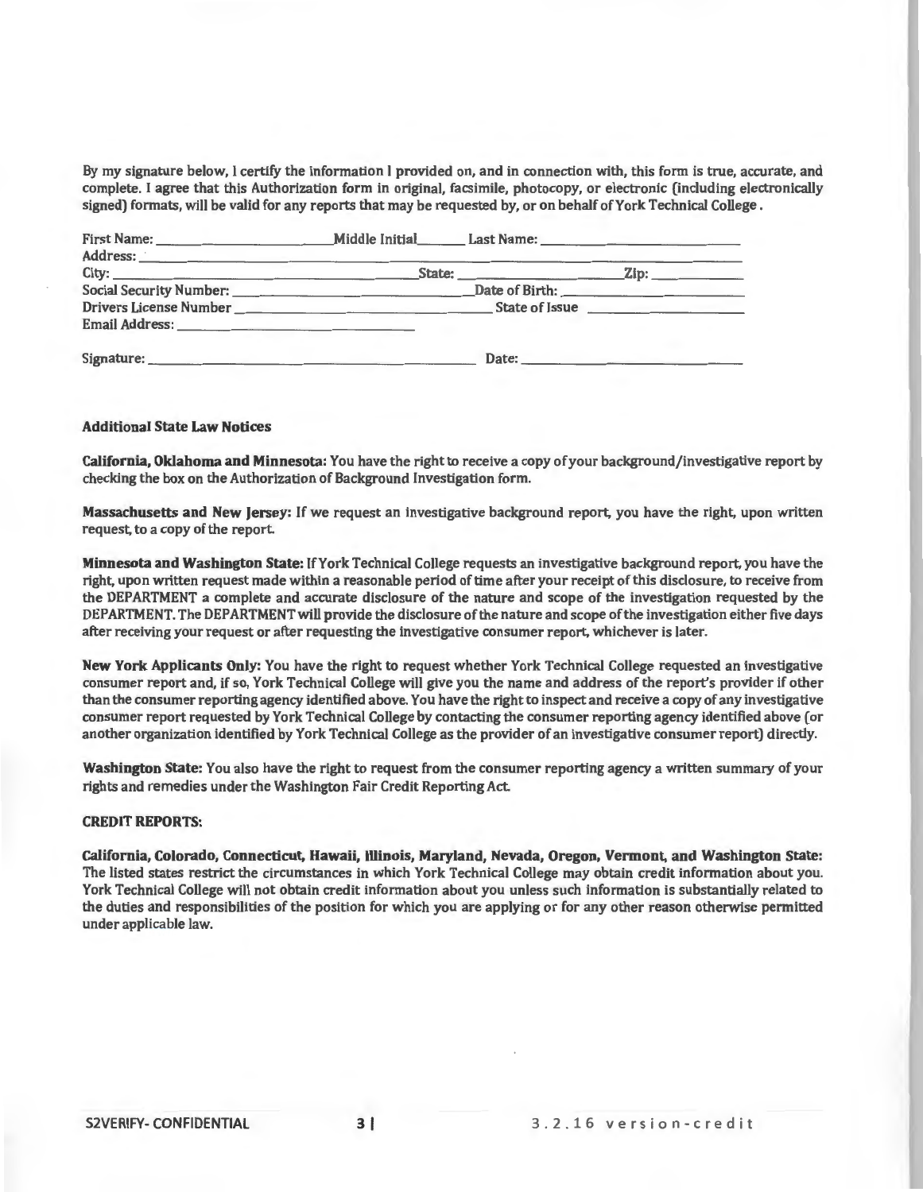By my signature below, I certify the information I provided on, and in connection with, this form is true, accurate, and complete. I agree that this Authorization form in original, facsimile, photocopy, or electronic (including electronically signed) formats, will be valid for any reports that may be requested by, or on behalf of York Technical College .

First Name: ______________________ Middle Initial______ Last Name: ___________________________

Address: ___________________________________________________________________________

City: ______________________________________ State: ____________________ Zip: ___________

Social Security Number: ______________________________ Date of Birth: _______________________

Drivers License Number _______________________________ State of Issue _____________________

Email Address: ______________________________

Signature: ___________________________________________ Date: ____________________________

**Additional State Law Notices**

**California, Oklahoma and Minnesota:** You have the right to receive a copy of your background/investigative report by checking the box on the Authorization of Background Investigation form.

**Massachusetts and New Jersey:** If we request an investigative background report, you have the right, upon written request, to a copy of the report.

**Minnesota and Washington State:** If York Technical College requests an investigative background report, you have the right, upon written request made within a reasonable period of time after your receipt of this disclosure, to receive from the DEPARTMENT a complete and accurate disclosure of the nature and scope of the investigation requested by the DEPARTMENT. The DEPARTMENT will provide the disclosure of the nature and scope of the investigation either five days after receiving your request or after requesting the investigative consumer report, whichever is later.

**New York Applicants Only:** You have the right to request whether York Technical College requested an investigative consumer report and, if so, York Technical College will give you the name and address of the report's provider if other than the consumer reporting agency identified above. You have the right to inspect and receive a copy of any investigative consumer report requested by York Technical College by contacting the consumer reporting agency identified above (or another organization identified by York Technical College as the provider of an investigative consumer report) directly.

**Washington State:** You also have the right to request from the consumer reporting agency a written summary of your rights and remedies under the Washington Fair Credit Reporting Act.

**CREDIT REPORTS:**

**California, Colorado, Connecticut, Hawaii, Illinois, Maryland, Nevada, Oregon, Vermont, and Washington State:** The listed states restrict the circumstances in which York Technical College may obtain credit information about you. York Technical College will not obtain credit information about you unless such information is substantially related to the duties and responsibilities of the position for which you are applying or for any other reason otherwise permitted under applicable law.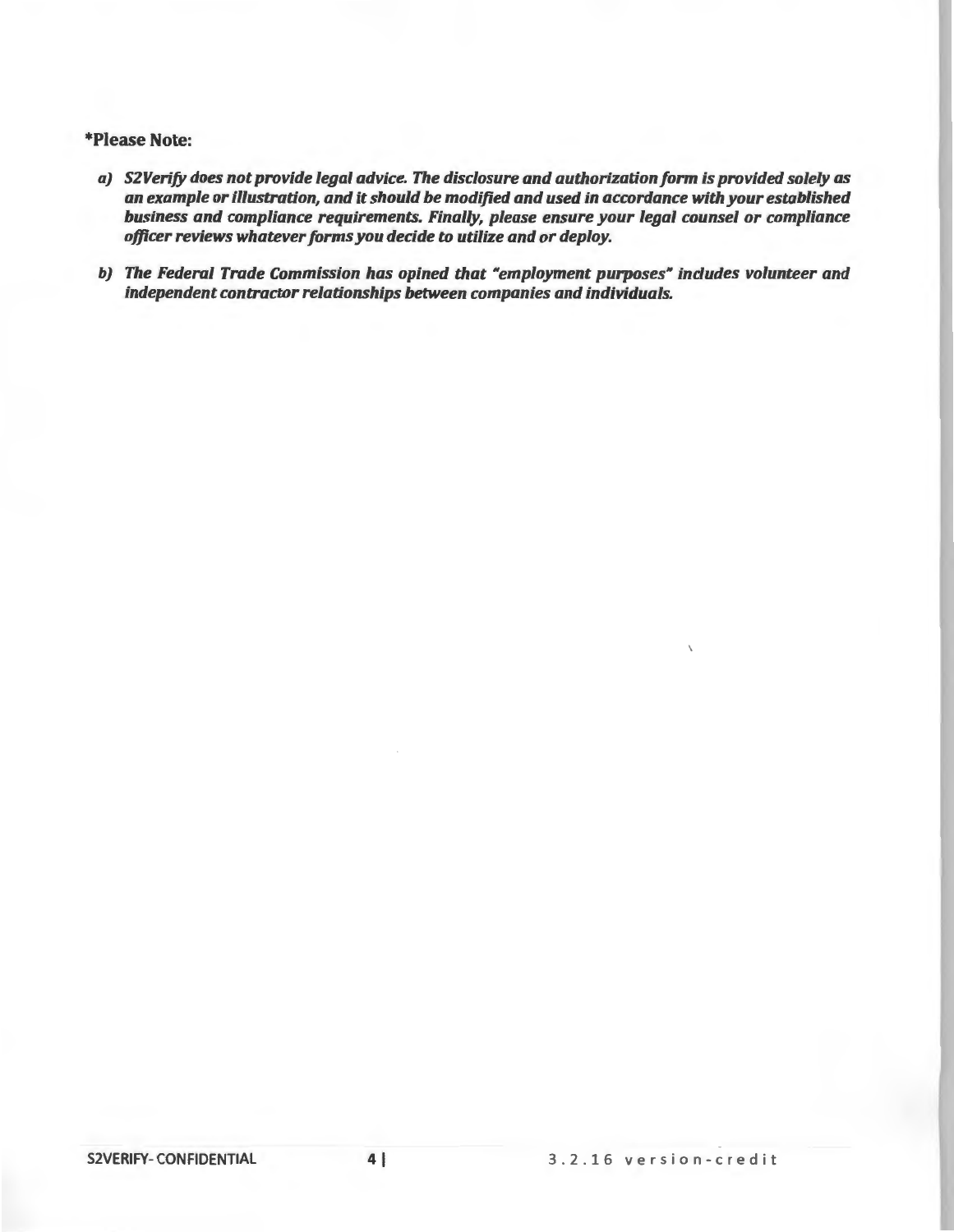**\*Please Note:**

a) ***S2Verify does not provide legal advice. The disclosure and authorization form is provided solely as an example or illustration, and it should be modified and used in accordance with your established business and compliance requirements. Finally, please ensure your legal counsel or compliance officer reviews whatever forms you decide to utilize and or deploy.***

b) ***The Federal Trade Commission has opined that "employment purposes" includes volunteer and independent contractor relationships between companies and individuals.***